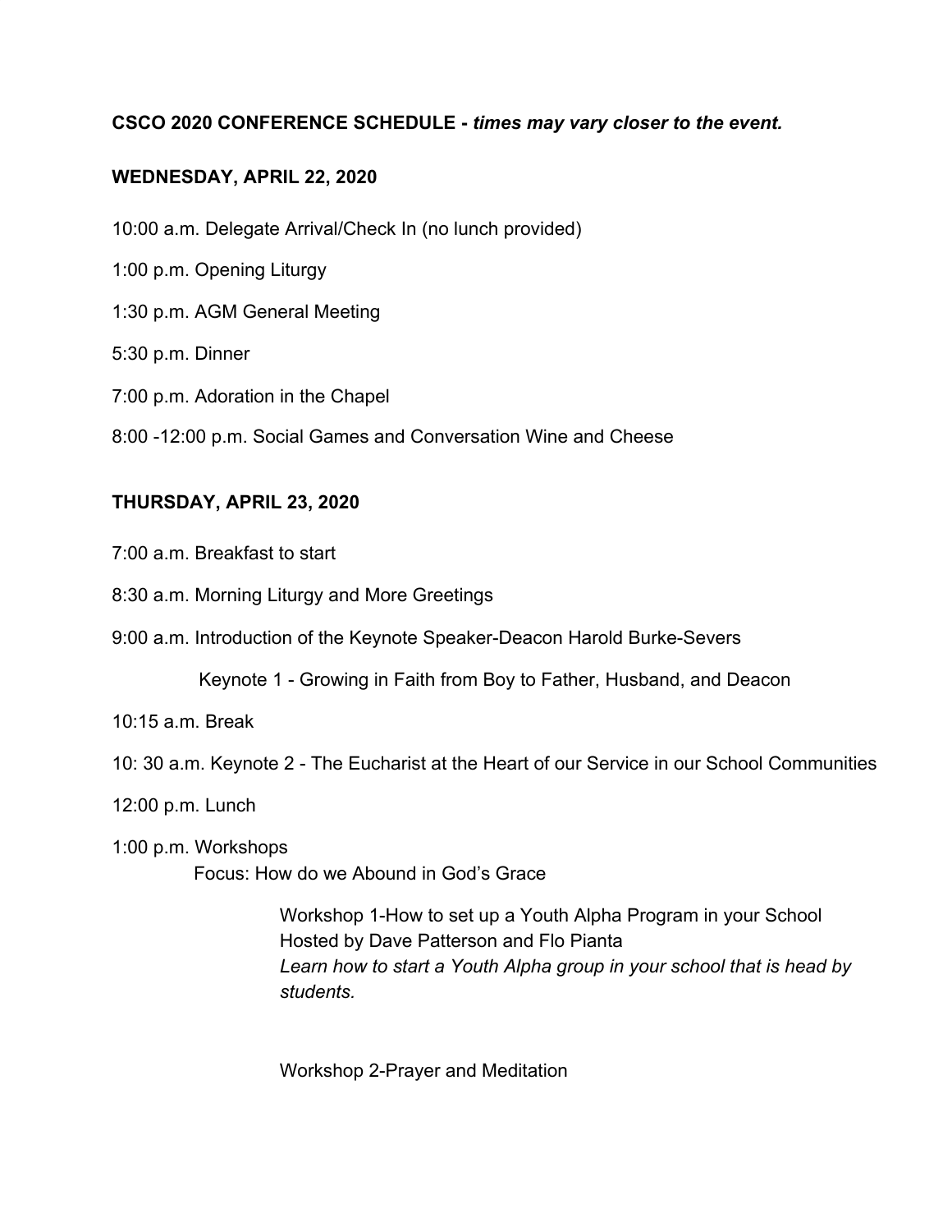**CSCO 2020 CONFERENCE SCHEDULE -** ***times may vary closer to the event.***

**WEDNESDAY, APRIL 22, 2020**

10:00 a.m. Delegate Arrival/Check In (no lunch provided)

1:00 p.m. Opening Liturgy

1:30 p.m. AGM General Meeting

5:30 p.m. Dinner

7:00 p.m. Adoration in the Chapel

8:00 -12:00 p.m. Social Games and Conversation Wine and Cheese

**THURSDAY, APRIL 23, 2020**

7:00 a.m. Breakfast to start

8:30 a.m. Morning Liturgy and More Greetings

9:00 a.m. Introduction of the Keynote Speaker-Deacon Harold Burke-Severs

Keynote 1 - Growing in Faith from Boy to Father, Husband, and Deacon

10:15 a.m. Break

10: 30 a.m. Keynote 2 - The Eucharist at the Heart of our Service in our School Communities

12:00 p.m. Lunch

1:00 p.m. Workshops

Focus: How do we Abound in God's Grace

Workshop 1-How to set up a Youth Alpha Program in your School
Hosted by Dave Patterson and Flo Pianta
*Learn how to start a Youth Alpha group in your school that is head by students.*

Workshop 2-Prayer and Meditation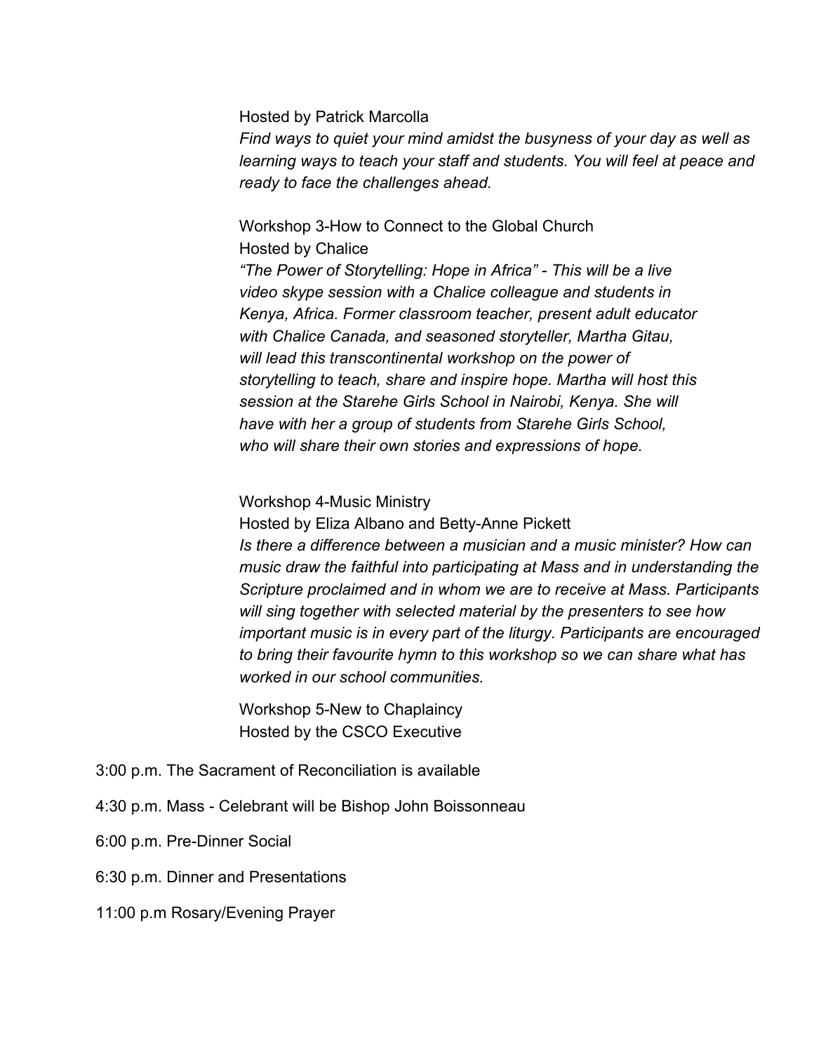Hosted by Patrick Marcolla

*Find ways to quiet your mind amidst the busyness of your day as well as learning ways to teach your staff and students. You will feel at peace and ready to face the challenges ahead.*

Workshop 3-How to Connect to the Global Church

Hosted by Chalice

*"The Power of Storytelling: Hope in Africa" - This will be a live video skype session with a Chalice colleague and students in Kenya, Africa. Former classroom teacher, present adult educator with Chalice Canada, and seasoned storyteller, Martha Gitau, will lead this transcontinental workshop on the power of storytelling to teach, share and inspire hope. Martha will host this session at the Starehe Girls School in Nairobi, Kenya. She will have with her a group of students from Starehe Girls School, who will share their own stories and expressions of hope.*

Workshop 4-Music Ministry

Hosted by Eliza Albano and Betty-Anne Pickett

*Is there a difference between a musician and a music minister? How can music draw the faithful into participating at Mass and in understanding the Scripture proclaimed and in whom we are to receive at Mass. Participants will sing together with selected material by the presenters to see how important music is in every part of the liturgy. Participants are encouraged to bring their favourite hymn to this workshop so we can share what has worked in our school communities.*

Workshop 5-New to Chaplaincy

Hosted by the CSCO Executive

3:00 p.m. The Sacrament of Reconciliation is available

4:30 p.m. Mass - Celebrant will be Bishop John Boissonneau

6:00 p.m. Pre-Dinner Social

6:30 p.m. Dinner and Presentations

11:00 p.m Rosary/Evening Prayer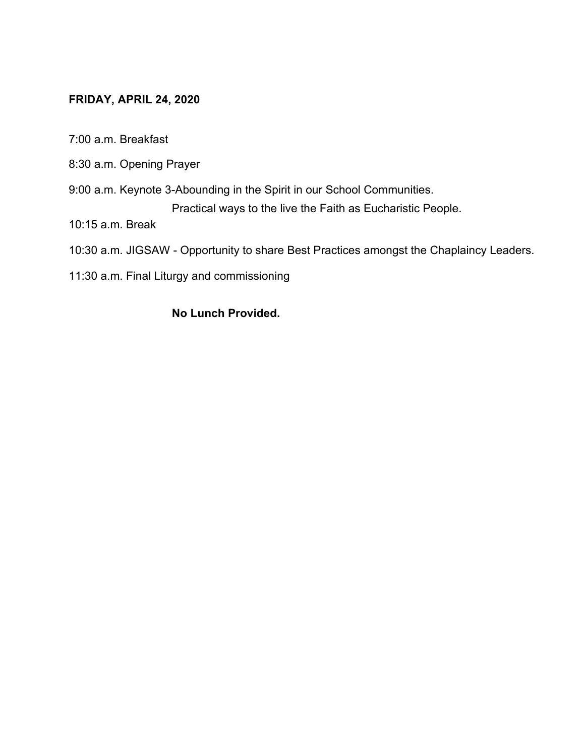**FRIDAY, APRIL 24, 2020**

7:00 a.m. Breakfast

8:30 a.m. Opening Prayer

9:00 a.m. Keynote 3-Abounding in the Spirit in our School Communities.
Practical ways to the live the Faith as Eucharistic People.

10:15 a.m. Break

10:30 a.m. JIGSAW - Opportunity to share Best Practices amongst the Chaplaincy Leaders.

11:30 a.m. Final Liturgy and commissioning

**No Lunch Provided.**